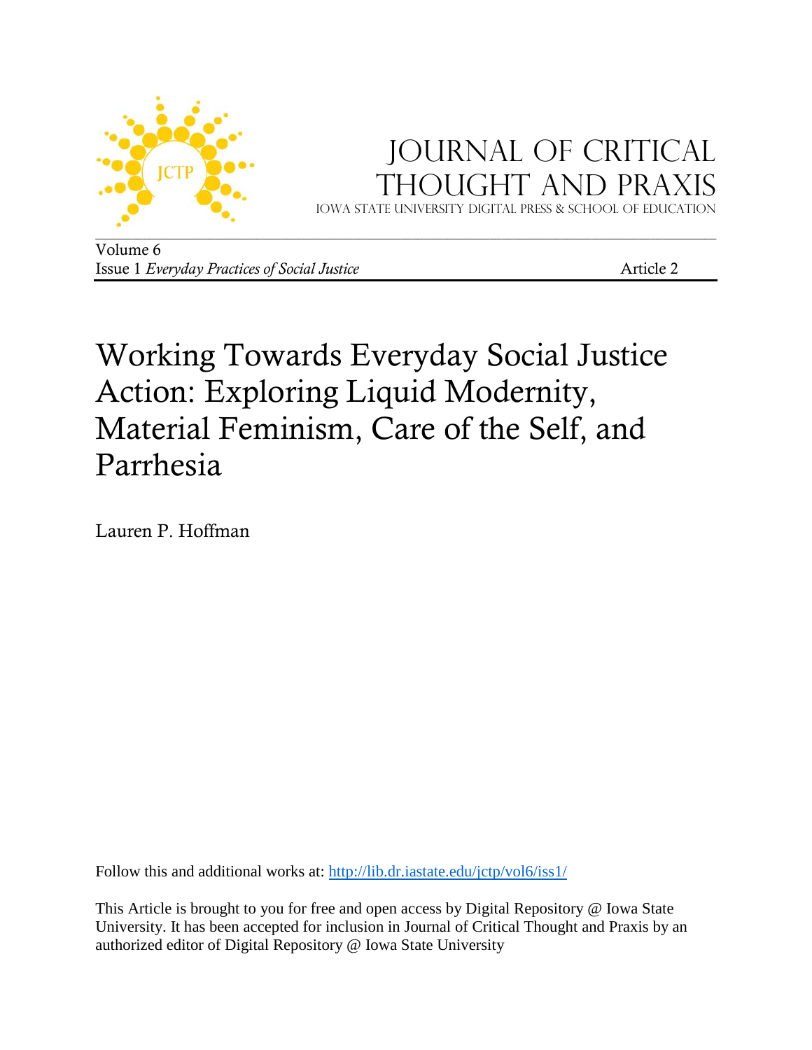JOURNAL OF CRITICAL THOUGHT AND PRAXIS

IOWA STATE UNIVERSITY DIGITAL PRESS & SCHOOL OF EDUCATION

Volume 6
Issue 1 *Everyday Practices of Social Justice* Article 2

# Working Towards Everyday Social Justice Action: Exploring Liquid Modernity, Material Feminism, Care of the Self, and Parrhesia

Lauren P. Hoffman

Follow this and additional works at: http://lib.dr.iastate.edu/jctp/vol6/iss1/

This Article is brought to you for free and open access by Digital Repository @ Iowa State University. It has been accepted for inclusion in Journal of Critical Thought and Praxis by an authorized editor of Digital Repository @ Iowa State University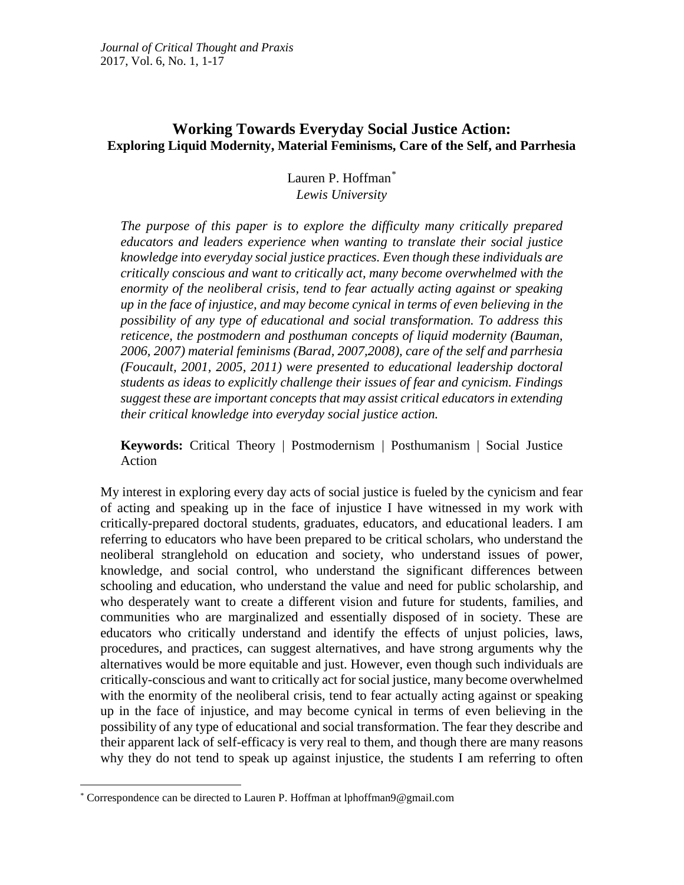# Working Towards Everyday Social Justice Action:
## Exploring Liquid Modernity, Material Feminisms, Care of the Self, and Parrhesia

Lauren P. Hoffman[*]
*Lewis University*

*The purpose of this paper is to explore the difficulty many critically prepared educators and leaders experience when wanting to translate their social justice knowledge into everyday social justice practices. Even though these individuals are critically conscious and want to critically act, many become overwhelmed with the enormity of the neoliberal crisis, tend to fear actually acting against or speaking up in the face of injustice, and may become cynical in terms of even believing in the possibility of any type of educational and social transformation. To address this reticence, the postmodern and posthuman concepts of liquid modernity (Bauman, 2006, 2007) material feminisms (Barad, 2007,2008), care of the self and parrhesia (Foucault, 2001, 2005, 2011) were presented to educational leadership doctoral students as ideas to explicitly challenge their issues of fear and cynicism. Findings suggest these are important concepts that may assist critical educators in extending their critical knowledge into everyday social justice action.*

**Keywords:** Critical Theory | Postmodernism | Posthumanism | Social Justice Action

My interest in exploring every day acts of social justice is fueled by the cynicism and fear of acting and speaking up in the face of injustice I have witnessed in my work with critically-prepared doctoral students, graduates, educators, and educational leaders. I am referring to educators who have been prepared to be critical scholars, who understand the neoliberal stranglehold on education and society, who understand issues of power, knowledge, and social control, who understand the significant differences between schooling and education, who understand the value and need for public scholarship, and who desperately want to create a different vision and future for students, families, and communities who are marginalized and essentially disposed of in society. These are educators who critically understand and identify the effects of unjust policies, laws, procedures, and practices, can suggest alternatives, and have strong arguments why the alternatives would be more equitable and just. However, even though such individuals are critically-conscious and want to critically act for social justice, many become overwhelmed with the enormity of the neoliberal crisis, tend to fear actually acting against or speaking up in the face of injustice, and may become cynical in terms of even believing in the possibility of any type of educational and social transformation. The fear they describe and their apparent lack of self-efficacy is very real to them, and though there are many reasons why they do not tend to speak up against injustice, the students I am referring to often

---

[*] Correspondence can be directed to Lauren P. Hoffman at lphoffman9@gmail.com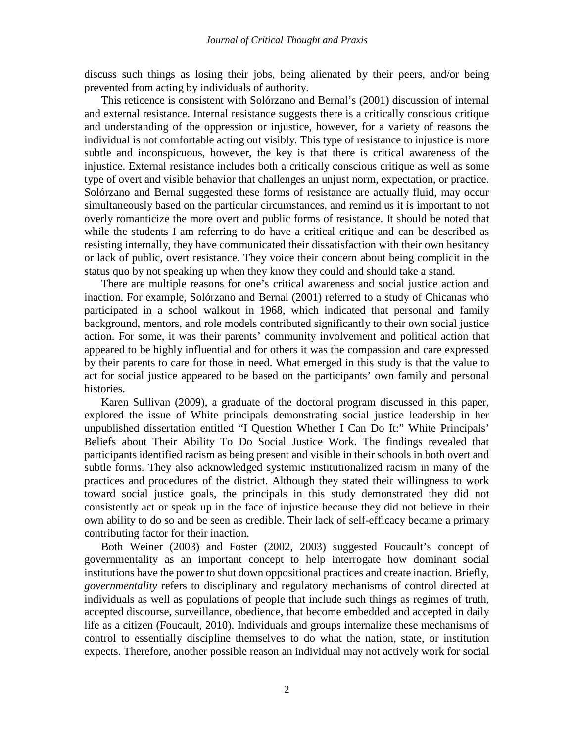discuss such things as losing their jobs, being alienated by their peers, and/or being prevented from acting by individuals of authority.

This reticence is consistent with Solórzano and Bernal's (2001) discussion of internal and external resistance. Internal resistance suggests there is a critically conscious critique and understanding of the oppression or injustice, however, for a variety of reasons the individual is not comfortable acting out visibly. This type of resistance to injustice is more subtle and inconspicuous, however, the key is that there is critical awareness of the injustice. External resistance includes both a critically conscious critique as well as some type of overt and visible behavior that challenges an unjust norm, expectation, or practice. Solórzano and Bernal suggested these forms of resistance are actually fluid, may occur simultaneously based on the particular circumstances, and remind us it is important to not overly romanticize the more overt and public forms of resistance. It should be noted that while the students I am referring to do have a critical critique and can be described as resisting internally, they have communicated their dissatisfaction with their own hesitancy or lack of public, overt resistance. They voice their concern about being complicit in the status quo by not speaking up when they know they could and should take a stand.

There are multiple reasons for one's critical awareness and social justice action and inaction. For example, Solórzano and Bernal (2001) referred to a study of Chicanas who participated in a school walkout in 1968, which indicated that personal and family background, mentors, and role models contributed significantly to their own social justice action. For some, it was their parents' community involvement and political action that appeared to be highly influential and for others it was the compassion and care expressed by their parents to care for those in need. What emerged in this study is that the value to act for social justice appeared to be based on the participants' own family and personal histories.

Karen Sullivan (2009), a graduate of the doctoral program discussed in this paper, explored the issue of White principals demonstrating social justice leadership in her unpublished dissertation entitled "I Question Whether I Can Do It:" White Principals' Beliefs about Their Ability To Do Social Justice Work. The findings revealed that participants identified racism as being present and visible in their schools in both overt and subtle forms. They also acknowledged systemic institutionalized racism in many of the practices and procedures of the district. Although they stated their willingness to work toward social justice goals, the principals in this study demonstrated they did not consistently act or speak up in the face of injustice because they did not believe in their own ability to do so and be seen as credible. Their lack of self-efficacy became a primary contributing factor for their inaction.

Both Weiner (2003) and Foster (2002, 2003) suggested Foucault's concept of governmentality as an important concept to help interrogate how dominant social institutions have the power to shut down oppositional practices and create inaction. Briefly, *governmentality* refers to disciplinary and regulatory mechanisms of control directed at individuals as well as populations of people that include such things as regimes of truth, accepted discourse, surveillance, obedience, that become embedded and accepted in daily life as a citizen (Foucault, 2010). Individuals and groups internalize these mechanisms of control to essentially discipline themselves to do what the nation, state, or institution expects. Therefore, another possible reason an individual may not actively work for social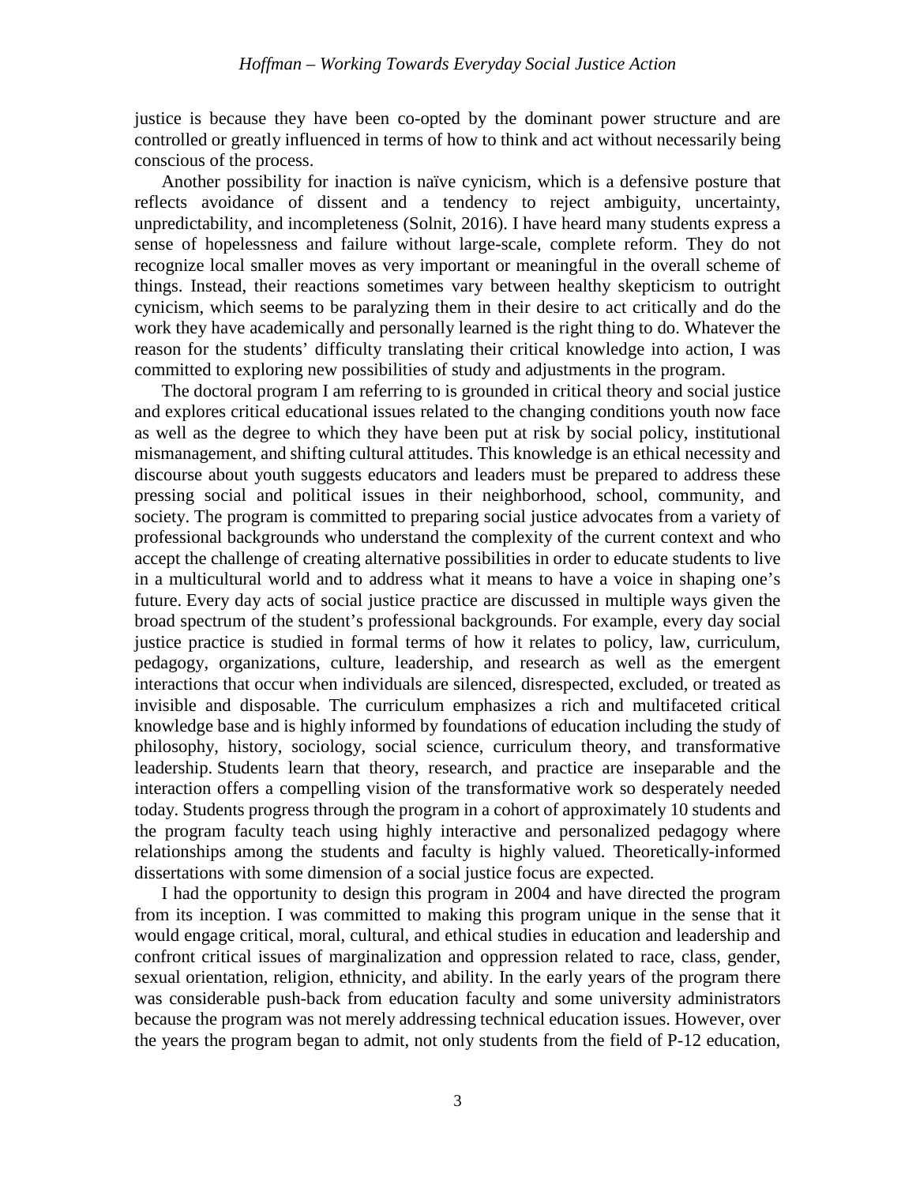justice is because they have been co-opted by the dominant power structure and are controlled or greatly influenced in terms of how to think and act without necessarily being conscious of the process.

Another possibility for inaction is naïve cynicism, which is a defensive posture that reflects avoidance of dissent and a tendency to reject ambiguity, uncertainty, unpredictability, and incompleteness (Solnit, 2016). I have heard many students express a sense of hopelessness and failure without large-scale, complete reform. They do not recognize local smaller moves as very important or meaningful in the overall scheme of things. Instead, their reactions sometimes vary between healthy skepticism to outright cynicism, which seems to be paralyzing them in their desire to act critically and do the work they have academically and personally learned is the right thing to do. Whatever the reason for the students' difficulty translating their critical knowledge into action, I was committed to exploring new possibilities of study and adjustments in the program.

The doctoral program I am referring to is grounded in critical theory and social justice and explores critical educational issues related to the changing conditions youth now face as well as the degree to which they have been put at risk by social policy, institutional mismanagement, and shifting cultural attitudes. This knowledge is an ethical necessity and discourse about youth suggests educators and leaders must be prepared to address these pressing social and political issues in their neighborhood, school, community, and society. The program is committed to preparing social justice advocates from a variety of professional backgrounds who understand the complexity of the current context and who accept the challenge of creating alternative possibilities in order to educate students to live in a multicultural world and to address what it means to have a voice in shaping one's future. Every day acts of social justice practice are discussed in multiple ways given the broad spectrum of the student's professional backgrounds. For example, every day social justice practice is studied in formal terms of how it relates to policy, law, curriculum, pedagogy, organizations, culture, leadership, and research as well as the emergent interactions that occur when individuals are silenced, disrespected, excluded, or treated as invisible and disposable. The curriculum emphasizes a rich and multifaceted critical knowledge base and is highly informed by foundations of education including the study of philosophy, history, sociology, social science, curriculum theory, and transformative leadership. Students learn that theory, research, and practice are inseparable and the interaction offers a compelling vision of the transformative work so desperately needed today. Students progress through the program in a cohort of approximately 10 students and the program faculty teach using highly interactive and personalized pedagogy where relationships among the students and faculty is highly valued. Theoretically-informed dissertations with some dimension of a social justice focus are expected.

I had the opportunity to design this program in 2004 and have directed the program from its inception. I was committed to making this program unique in the sense that it would engage critical, moral, cultural, and ethical studies in education and leadership and confront critical issues of marginalization and oppression related to race, class, gender, sexual orientation, religion, ethnicity, and ability. In the early years of the program there was considerable push-back from education faculty and some university administrators because the program was not merely addressing technical education issues. However, over the years the program began to admit, not only students from the field of P-12 education,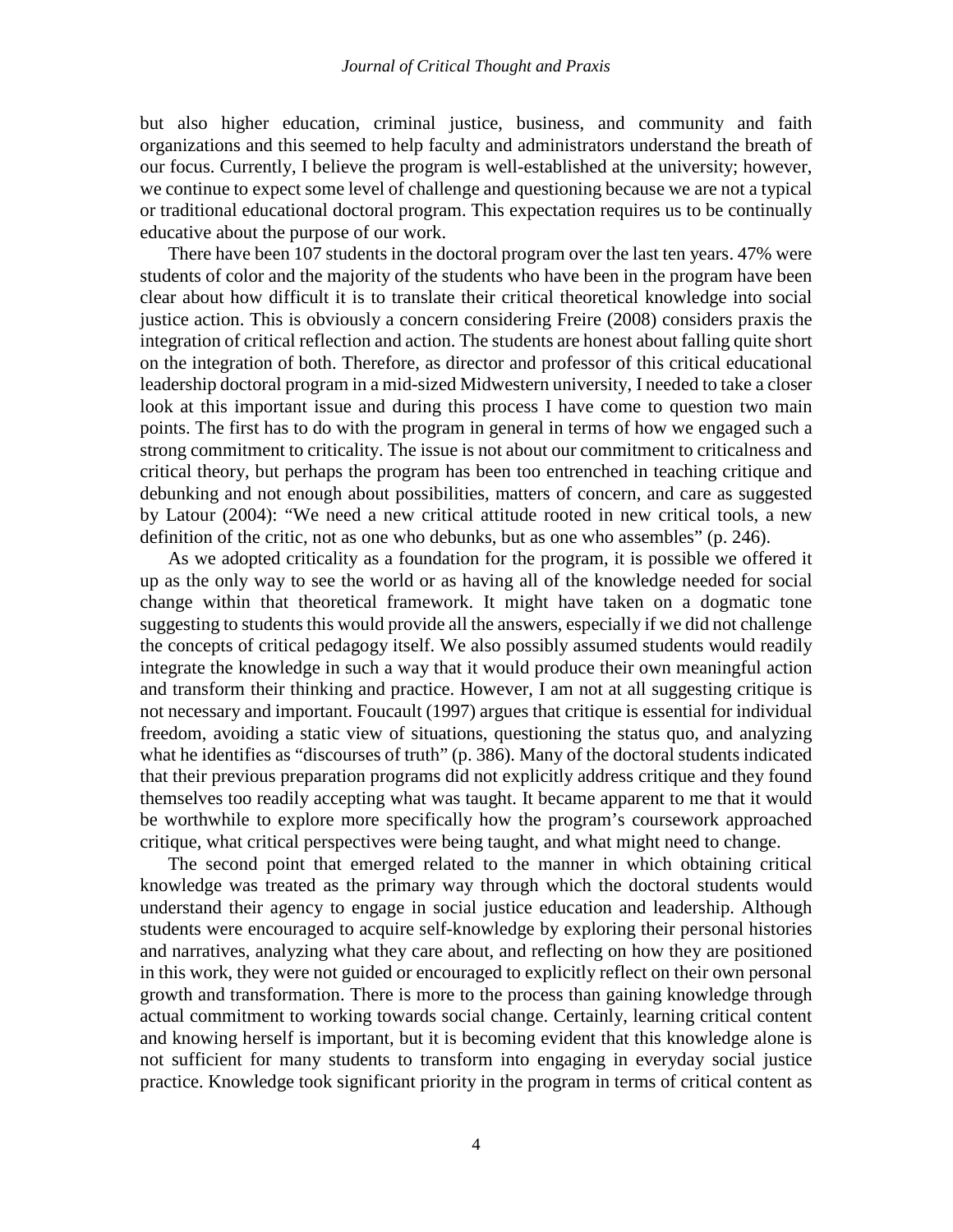but also higher education, criminal justice, business, and community and faith organizations and this seemed to help faculty and administrators understand the breath of our focus. Currently, I believe the program is well-established at the university; however, we continue to expect some level of challenge and questioning because we are not a typical or traditional educational doctoral program. This expectation requires us to be continually educative about the purpose of our work.

There have been 107 students in the doctoral program over the last ten years. 47% were students of color and the majority of the students who have been in the program have been clear about how difficult it is to translate their critical theoretical knowledge into social justice action. This is obviously a concern considering Freire (2008) considers praxis the integration of critical reflection and action. The students are honest about falling quite short on the integration of both. Therefore, as director and professor of this critical educational leadership doctoral program in a mid-sized Midwestern university, I needed to take a closer look at this important issue and during this process I have come to question two main points. The first has to do with the program in general in terms of how we engaged such a strong commitment to criticality. The issue is not about our commitment to criticalness and critical theory, but perhaps the program has been too entrenched in teaching critique and debunking and not enough about possibilities, matters of concern, and care as suggested by Latour (2004): "We need a new critical attitude rooted in new critical tools, a new definition of the critic, not as one who debunks, but as one who assembles" (p. 246).

As we adopted criticality as a foundation for the program, it is possible we offered it up as the only way to see the world or as having all of the knowledge needed for social change within that theoretical framework. It might have taken on a dogmatic tone suggesting to students this would provide all the answers, especially if we did not challenge the concepts of critical pedagogy itself. We also possibly assumed students would readily integrate the knowledge in such a way that it would produce their own meaningful action and transform their thinking and practice. However, I am not at all suggesting critique is not necessary and important. Foucault (1997) argues that critique is essential for individual freedom, avoiding a static view of situations, questioning the status quo, and analyzing what he identifies as "discourses of truth" (p. 386). Many of the doctoral students indicated that their previous preparation programs did not explicitly address critique and they found themselves too readily accepting what was taught. It became apparent to me that it would be worthwhile to explore more specifically how the program's coursework approached critique, what critical perspectives were being taught, and what might need to change.

The second point that emerged related to the manner in which obtaining critical knowledge was treated as the primary way through which the doctoral students would understand their agency to engage in social justice education and leadership. Although students were encouraged to acquire self-knowledge by exploring their personal histories and narratives, analyzing what they care about, and reflecting on how they are positioned in this work, they were not guided or encouraged to explicitly reflect on their own personal growth and transformation. There is more to the process than gaining knowledge through actual commitment to working towards social change. Certainly, learning critical content and knowing herself is important, but it is becoming evident that this knowledge alone is not sufficient for many students to transform into engaging in everyday social justice practice. Knowledge took significant priority in the program in terms of critical content as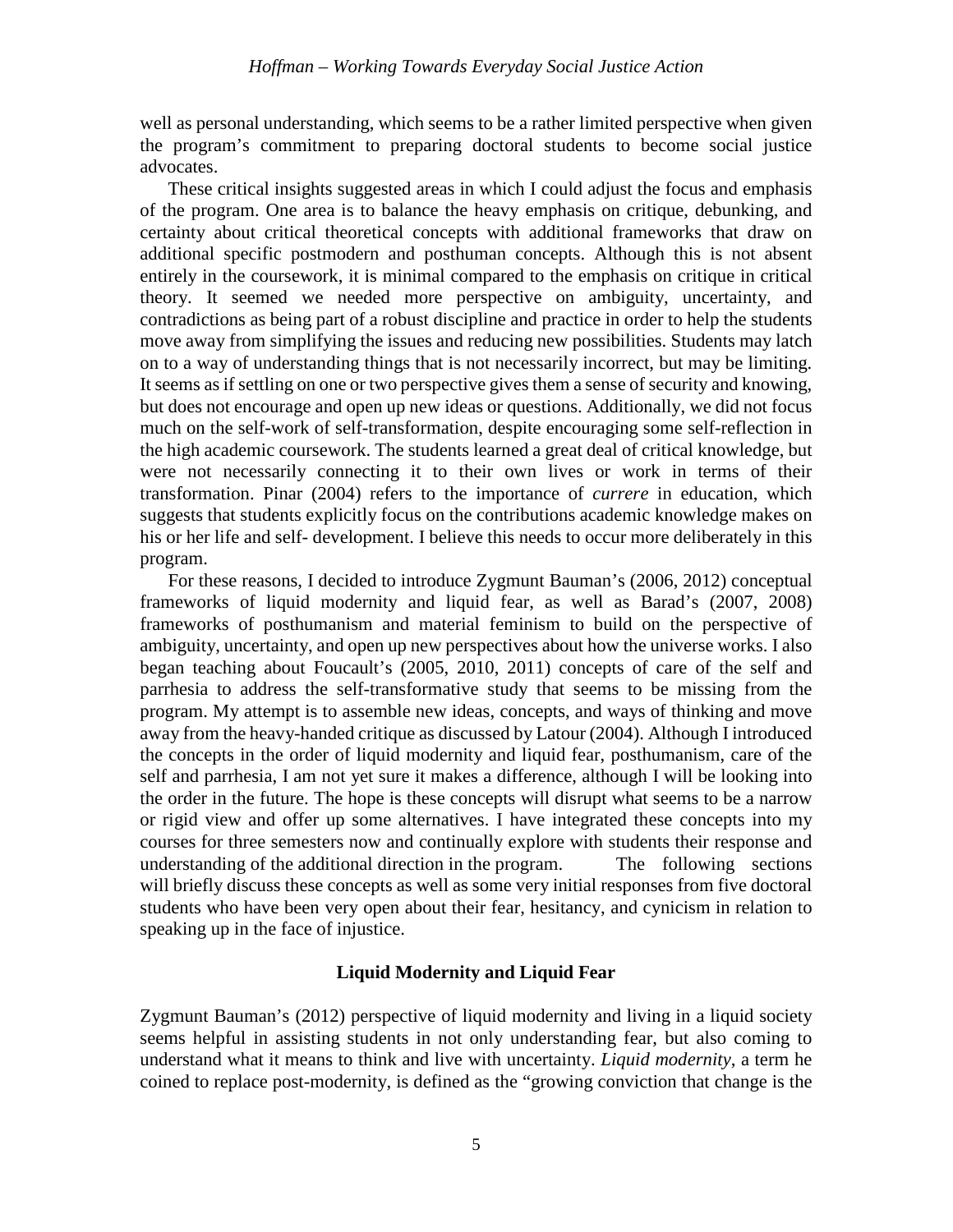well as personal understanding, which seems to be a rather limited perspective when given the program's commitment to preparing doctoral students to become social justice advocates.

These critical insights suggested areas in which I could adjust the focus and emphasis of the program. One area is to balance the heavy emphasis on critique, debunking, and certainty about critical theoretical concepts with additional frameworks that draw on additional specific postmodern and posthuman concepts. Although this is not absent entirely in the coursework, it is minimal compared to the emphasis on critique in critical theory. It seemed we needed more perspective on ambiguity, uncertainty, and contradictions as being part of a robust discipline and practice in order to help the students move away from simplifying the issues and reducing new possibilities. Students may latch on to a way of understanding things that is not necessarily incorrect, but may be limiting. It seems as if settling on one or two perspective gives them a sense of security and knowing, but does not encourage and open up new ideas or questions. Additionally, we did not focus much on the self-work of self-transformation, despite encouraging some self-reflection in the high academic coursework. The students learned a great deal of critical knowledge, but were not necessarily connecting it to their own lives or work in terms of their transformation. Pinar (2004) refers to the importance of *currere* in education, which suggests that students explicitly focus on the contributions academic knowledge makes on his or her life and self- development. I believe this needs to occur more deliberately in this program.

For these reasons, I decided to introduce Zygmunt Bauman's (2006, 2012) conceptual frameworks of liquid modernity and liquid fear, as well as Barad's (2007, 2008) frameworks of posthumanism and material feminism to build on the perspective of ambiguity, uncertainty, and open up new perspectives about how the universe works. I also began teaching about Foucault's (2005, 2010, 2011) concepts of care of the self and parrhesia to address the self-transformative study that seems to be missing from the program. My attempt is to assemble new ideas, concepts, and ways of thinking and move away from the heavy-handed critique as discussed by Latour (2004). Although I introduced the concepts in the order of liquid modernity and liquid fear, posthumanism, care of the self and parrhesia, I am not yet sure it makes a difference, although I will be looking into the order in the future. The hope is these concepts will disrupt what seems to be a narrow or rigid view and offer up some alternatives. I have integrated these concepts into my courses for three semesters now and continually explore with students their response and understanding of the additional direction in the program. The following sections will briefly discuss these concepts as well as some very initial responses from five doctoral students who have been very open about their fear, hesitancy, and cynicism in relation to speaking up in the face of injustice.

## Liquid Modernity and Liquid Fear

Zygmunt Bauman's (2012) perspective of liquid modernity and living in a liquid society seems helpful in assisting students in not only understanding fear, but also coming to understand what it means to think and live with uncertainty. *Liquid modernity*, a term he coined to replace post-modernity, is defined as the "growing conviction that change is the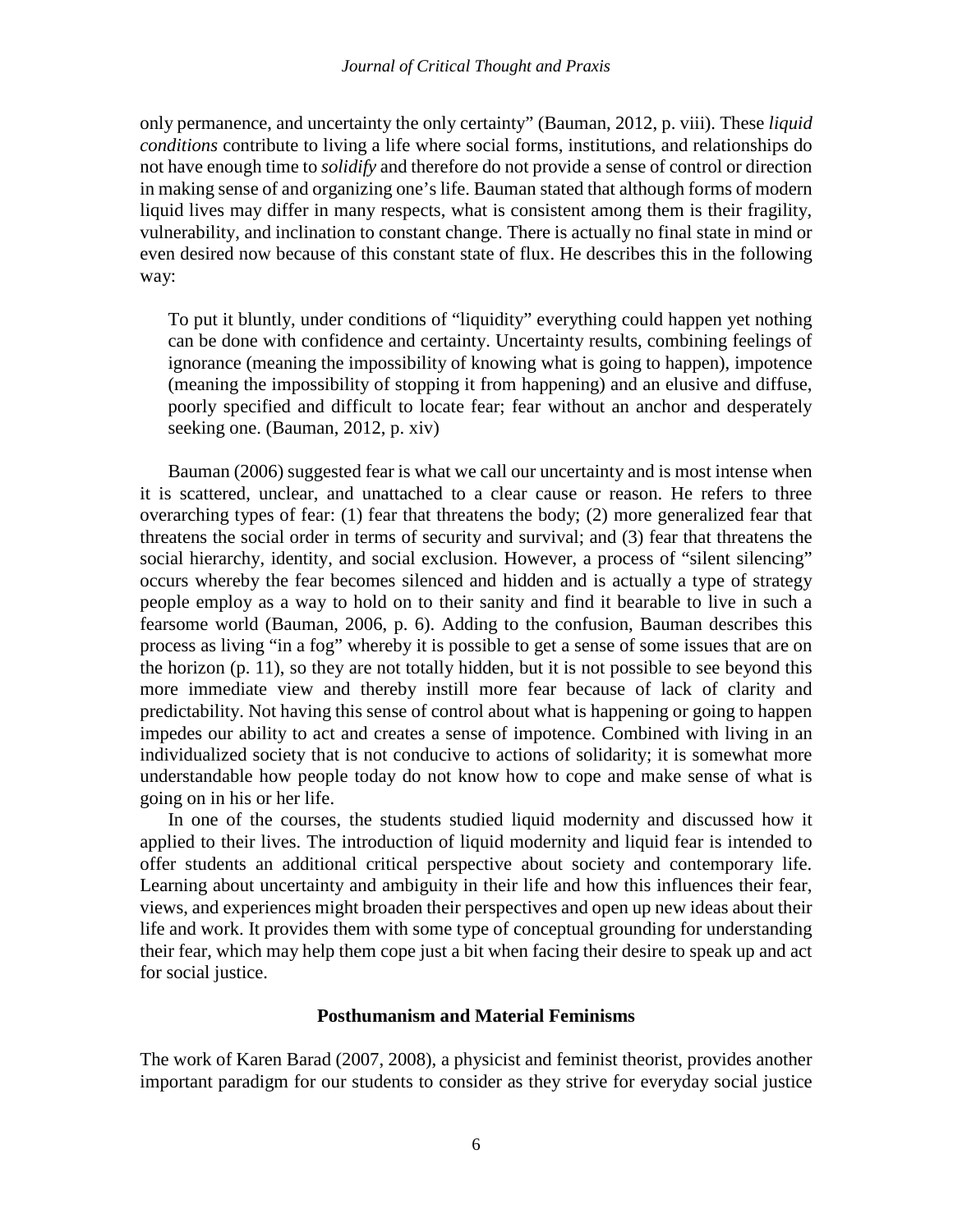only permanence, and uncertainty the only certainty" (Bauman, 2012, p. viii). These *liquid conditions* contribute to living a life where social forms, institutions, and relationships do not have enough time to *solidify* and therefore do not provide a sense of control or direction in making sense of and organizing one's life. Bauman stated that although forms of modern liquid lives may differ in many respects, what is consistent among them is their fragility, vulnerability, and inclination to constant change. There is actually no final state in mind or even desired now because of this constant state of flux. He describes this in the following way:

> To put it bluntly, under conditions of "liquidity" everything could happen yet nothing can be done with confidence and certainty. Uncertainty results, combining feelings of ignorance (meaning the impossibility of knowing what is going to happen), impotence (meaning the impossibility of stopping it from happening) and an elusive and diffuse, poorly specified and difficult to locate fear; fear without an anchor and desperately seeking one. (Bauman, 2012, p. xiv)

Bauman (2006) suggested fear is what we call our uncertainty and is most intense when it is scattered, unclear, and unattached to a clear cause or reason. He refers to three overarching types of fear: (1) fear that threatens the body; (2) more generalized fear that threatens the social order in terms of security and survival; and (3) fear that threatens the social hierarchy, identity, and social exclusion. However, a process of "silent silencing" occurs whereby the fear becomes silenced and hidden and is actually a type of strategy people employ as a way to hold on to their sanity and find it bearable to live in such a fearsome world (Bauman, 2006, p. 6). Adding to the confusion, Bauman describes this process as living "in a fog" whereby it is possible to get a sense of some issues that are on the horizon (p. 11), so they are not totally hidden, but it is not possible to see beyond this more immediate view and thereby instill more fear because of lack of clarity and predictability. Not having this sense of control about what is happening or going to happen impedes our ability to act and creates a sense of impotence. Combined with living in an individualized society that is not conducive to actions of solidarity; it is somewhat more understandable how people today do not know how to cope and make sense of what is going on in his or her life.

In one of the courses, the students studied liquid modernity and discussed how it applied to their lives. The introduction of liquid modernity and liquid fear is intended to offer students an additional critical perspective about society and contemporary life. Learning about uncertainty and ambiguity in their life and how this influences their fear, views, and experiences might broaden their perspectives and open up new ideas about their life and work. It provides them with some type of conceptual grounding for understanding their fear, which may help them cope just a bit when facing their desire to speak up and act for social justice.

## Posthumanism and Material Feminisms

The work of Karen Barad (2007, 2008), a physicist and feminist theorist, provides another important paradigm for our students to consider as they strive for everyday social justice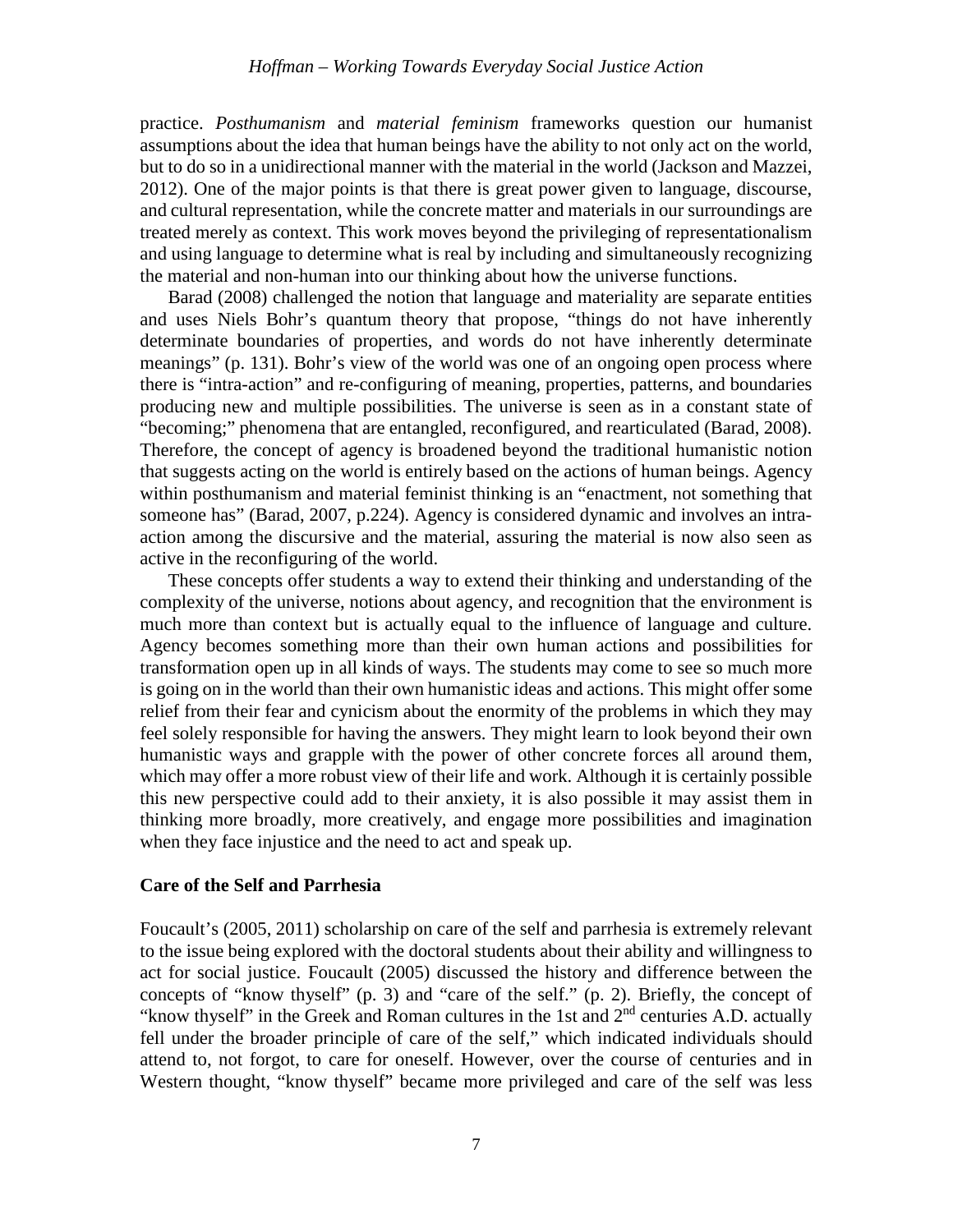practice. *Posthumanism* and *material feminism* frameworks question our humanist assumptions about the idea that human beings have the ability to not only act on the world, but to do so in a unidirectional manner with the material in the world (Jackson and Mazzei, 2012). One of the major points is that there is great power given to language, discourse, and cultural representation, while the concrete matter and materials in our surroundings are treated merely as context. This work moves beyond the privileging of representationalism and using language to determine what is real by including and simultaneously recognizing the material and non-human into our thinking about how the universe functions.

Barad (2008) challenged the notion that language and materiality are separate entities and uses Niels Bohr's quantum theory that propose, "things do not have inherently determinate boundaries of properties, and words do not have inherently determinate meanings" (p. 131). Bohr's view of the world was one of an ongoing open process where there is "intra-action" and re-configuring of meaning, properties, patterns, and boundaries producing new and multiple possibilities. The universe is seen as in a constant state of "becoming;" phenomena that are entangled, reconfigured, and rearticulated (Barad, 2008). Therefore, the concept of agency is broadened beyond the traditional humanistic notion that suggests acting on the world is entirely based on the actions of human beings. Agency within posthumanism and material feminist thinking is an "enactment, not something that someone has" (Barad, 2007, p.224). Agency is considered dynamic and involves an intra-action among the discursive and the material, assuring the material is now also seen as active in the reconfiguring of the world.

These concepts offer students a way to extend their thinking and understanding of the complexity of the universe, notions about agency, and recognition that the environment is much more than context but is actually equal to the influence of language and culture. Agency becomes something more than their own human actions and possibilities for transformation open up in all kinds of ways. The students may come to see so much more is going on in the world than their own humanistic ideas and actions. This might offer some relief from their fear and cynicism about the enormity of the problems in which they may feel solely responsible for having the answers. They might learn to look beyond their own humanistic ways and grapple with the power of other concrete forces all around them, which may offer a more robust view of their life and work. Although it is certainly possible this new perspective could add to their anxiety, it is also possible it may assist them in thinking more broadly, more creatively, and engage more possibilities and imagination when they face injustice and the need to act and speak up.

**Care of the Self and Parrhesia**

Foucault's (2005, 2011) scholarship on care of the self and parrhesia is extremely relevant to the issue being explored with the doctoral students about their ability and willingness to act for social justice. Foucault (2005) discussed the history and difference between the concepts of "know thyself" (p. 3) and "care of the self." (p. 2). Briefly, the concept of "know thyself" in the Greek and Roman cultures in the 1st and 2nd centuries A.D. actually fell under the broader principle of care of the self," which indicated individuals should attend to, not forgot, to care for oneself. However, over the course of centuries and in Western thought, "know thyself" became more privileged and care of the self was less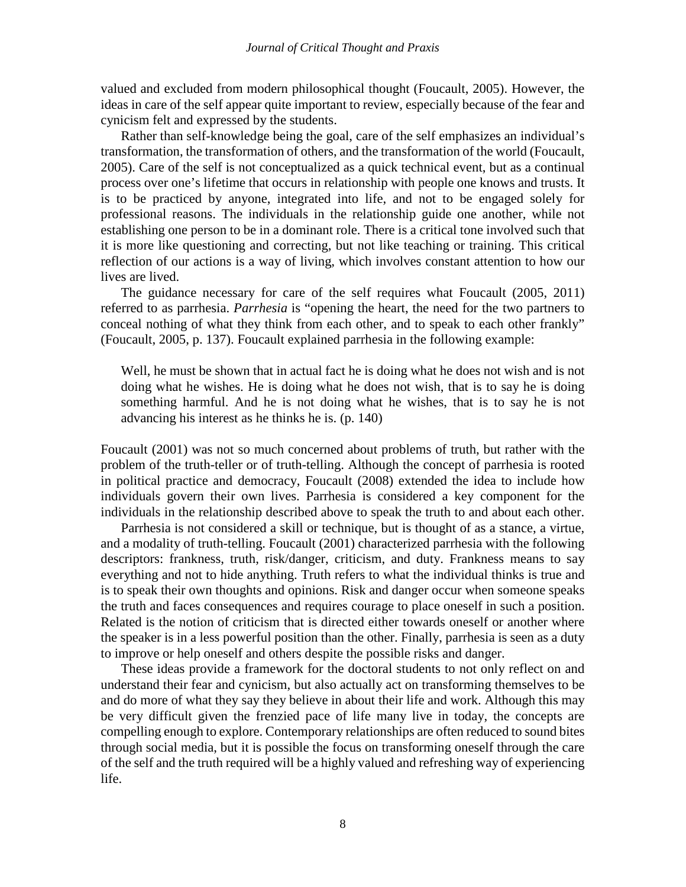valued and excluded from modern philosophical thought (Foucault, 2005). However, the ideas in care of the self appear quite important to review, especially because of the fear and cynicism felt and expressed by the students.

Rather than self-knowledge being the goal, care of the self emphasizes an individual's transformation, the transformation of others, and the transformation of the world (Foucault, 2005). Care of the self is not conceptualized as a quick technical event, but as a continual process over one's lifetime that occurs in relationship with people one knows and trusts. It is to be practiced by anyone, integrated into life, and not to be engaged solely for professional reasons. The individuals in the relationship guide one another, while not establishing one person to be in a dominant role. There is a critical tone involved such that it is more like questioning and correcting, but not like teaching or training. This critical reflection of our actions is a way of living, which involves constant attention to how our lives are lived.

The guidance necessary for care of the self requires what Foucault (2005, 2011) referred to as parrhesia. *Parrhesia* is "opening the heart, the need for the two partners to conceal nothing of what they think from each other, and to speak to each other frankly" (Foucault, 2005, p. 137). Foucault explained parrhesia in the following example:

> Well, he must be shown that in actual fact he is doing what he does not wish and is not doing what he wishes. He is doing what he does not wish, that is to say he is doing something harmful. And he is not doing what he wishes, that is to say he is not advancing his interest as he thinks he is. (p. 140)

Foucault (2001) was not so much concerned about problems of truth, but rather with the problem of the truth-teller or of truth-telling. Although the concept of parrhesia is rooted in political practice and democracy, Foucault (2008) extended the idea to include how individuals govern their own lives. Parrhesia is considered a key component for the individuals in the relationship described above to speak the truth to and about each other.

Parrhesia is not considered a skill or technique, but is thought of as a stance, a virtue, and a modality of truth-telling. Foucault (2001) characterized parrhesia with the following descriptors: frankness, truth, risk/danger, criticism, and duty. Frankness means to say everything and not to hide anything. Truth refers to what the individual thinks is true and is to speak their own thoughts and opinions. Risk and danger occur when someone speaks the truth and faces consequences and requires courage to place oneself in such a position. Related is the notion of criticism that is directed either towards oneself or another where the speaker is in a less powerful position than the other. Finally, parrhesia is seen as a duty to improve or help oneself and others despite the possible risks and danger.

These ideas provide a framework for the doctoral students to not only reflect on and understand their fear and cynicism, but also actually act on transforming themselves to be and do more of what they say they believe in about their life and work. Although this may be very difficult given the frenzied pace of life many live in today, the concepts are compelling enough to explore. Contemporary relationships are often reduced to sound bites through social media, but it is possible the focus on transforming oneself through the care of the self and the truth required will be a highly valued and refreshing way of experiencing life.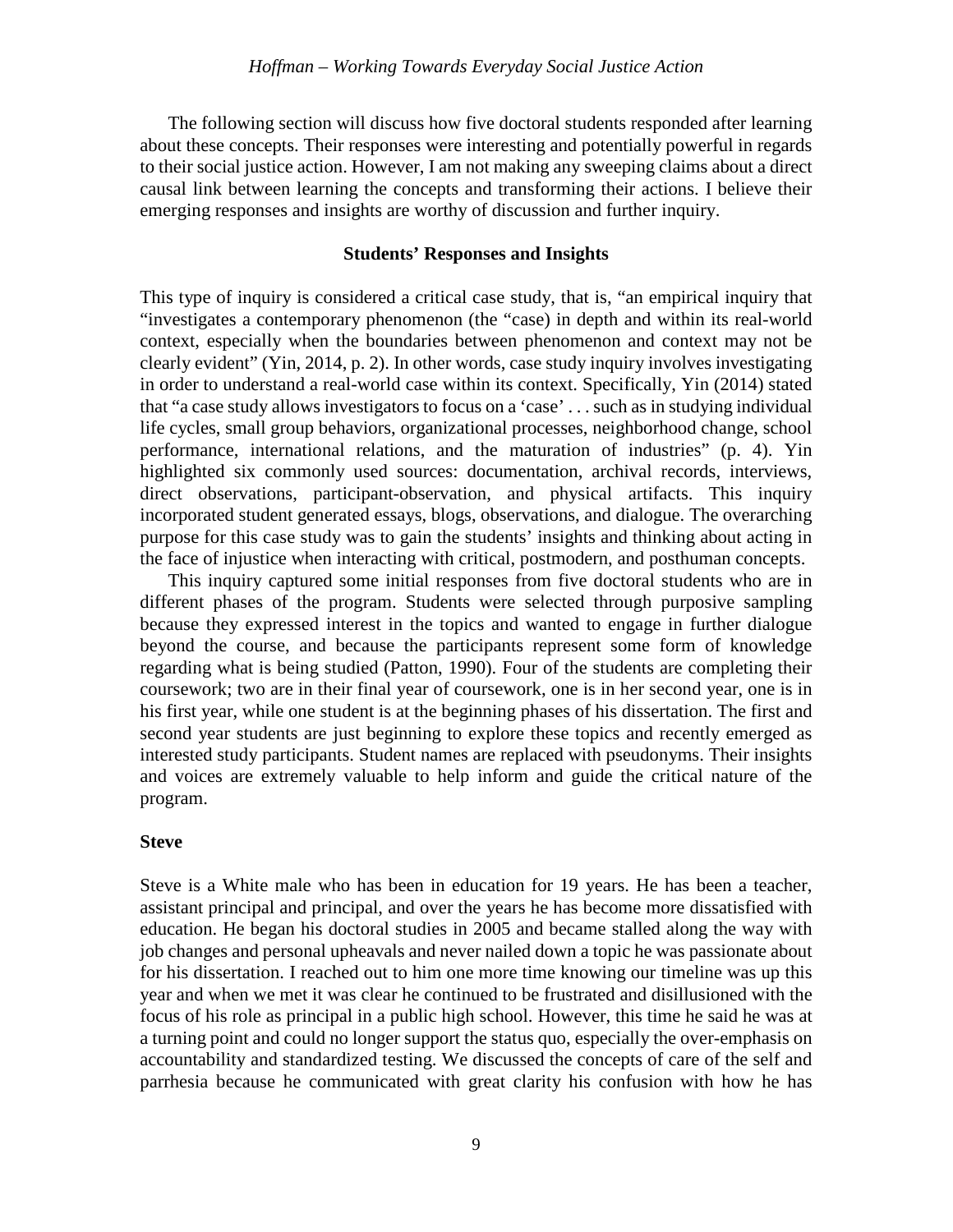The following section will discuss how five doctoral students responded after learning about these concepts. Their responses were interesting and potentially powerful in regards to their social justice action. However, I am not making any sweeping claims about a direct causal link between learning the concepts and transforming their actions. I believe their emerging responses and insights are worthy of discussion and further inquiry.

## Students' Responses and Insights

This type of inquiry is considered a critical case study, that is, "an empirical inquiry that "investigates a contemporary phenomenon (the "case) in depth and within its real-world context, especially when the boundaries between phenomenon and context may not be clearly evident" (Yin, 2014, p. 2). In other words, case study inquiry involves investigating in order to understand a real-world case within its context. Specifically, Yin (2014) stated that "a case study allows investigators to focus on a 'case' . . . such as in studying individual life cycles, small group behaviors, organizational processes, neighborhood change, school performance, international relations, and the maturation of industries" (p. 4). Yin highlighted six commonly used sources: documentation, archival records, interviews, direct observations, participant-observation, and physical artifacts. This inquiry incorporated student generated essays, blogs, observations, and dialogue. The overarching purpose for this case study was to gain the students' insights and thinking about acting in the face of injustice when interacting with critical, postmodern, and posthuman concepts.

This inquiry captured some initial responses from five doctoral students who are in different phases of the program. Students were selected through purposive sampling because they expressed interest in the topics and wanted to engage in further dialogue beyond the course, and because the participants represent some form of knowledge regarding what is being studied (Patton, 1990). Four of the students are completing their coursework; two are in their final year of coursework, one is in her second year, one is in his first year, while one student is at the beginning phases of his dissertation. The first and second year students are just beginning to explore these topics and recently emerged as interested study participants. Student names are replaced with pseudonyms. Their insights and voices are extremely valuable to help inform and guide the critical nature of the program.

### Steve

Steve is a White male who has been in education for 19 years. He has been a teacher, assistant principal and principal, and over the years he has become more dissatisfied with education. He began his doctoral studies in 2005 and became stalled along the way with job changes and personal upheavals and never nailed down a topic he was passionate about for his dissertation. I reached out to him one more time knowing our timeline was up this year and when we met it was clear he continued to be frustrated and disillusioned with the focus of his role as principal in a public high school. However, this time he said he was at a turning point and could no longer support the status quo, especially the over-emphasis on accountability and standardized testing. We discussed the concepts of care of the self and parrhesia because he communicated with great clarity his confusion with how he has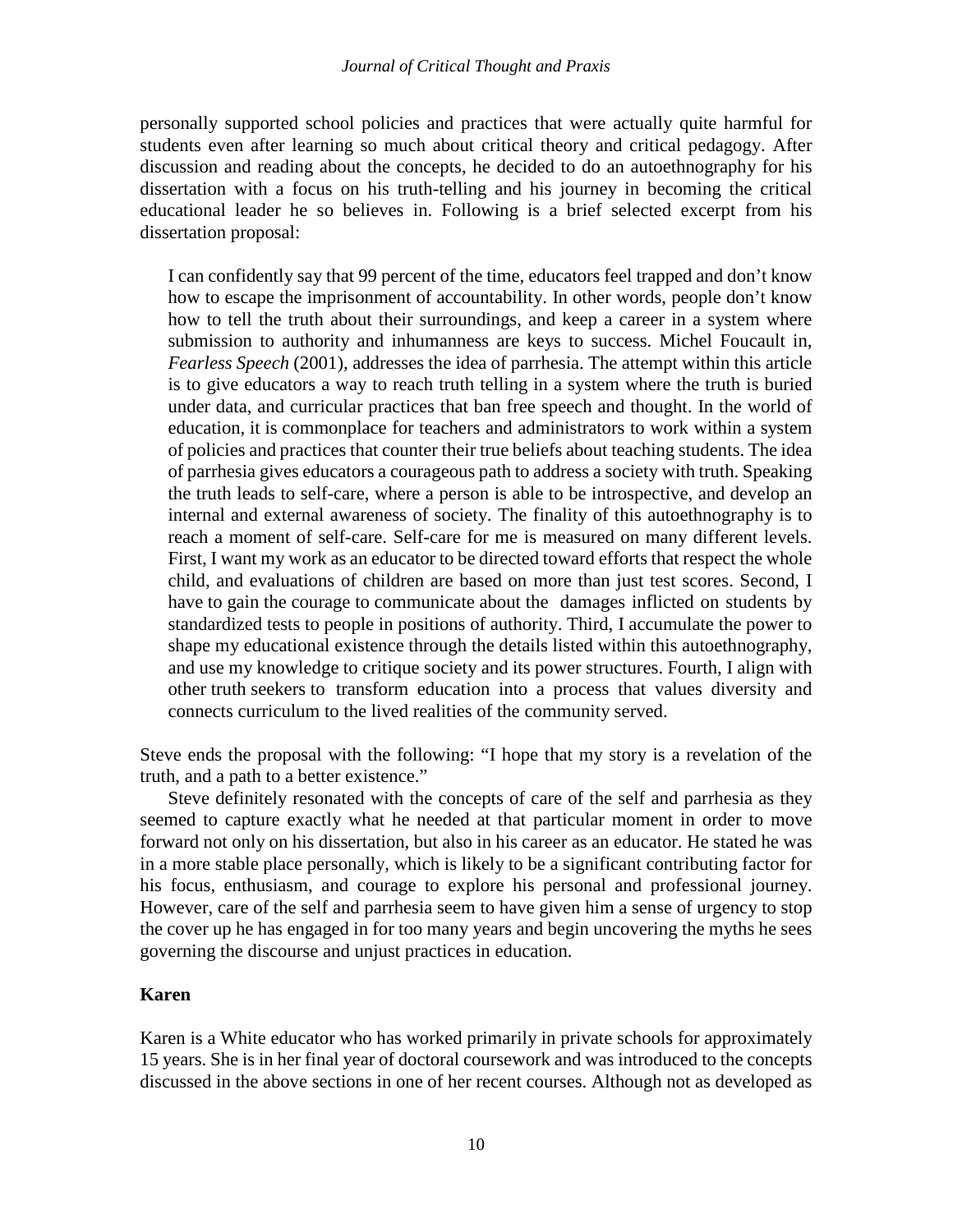personally supported school policies and practices that were actually quite harmful for students even after learning so much about critical theory and critical pedagogy. After discussion and reading about the concepts, he decided to do an autoethnography for his dissertation with a focus on his truth-telling and his journey in becoming the critical educational leader he so believes in. Following is a brief selected excerpt from his dissertation proposal:

> I can confidently say that 99 percent of the time, educators feel trapped and don't know how to escape the imprisonment of accountability. In other words, people don't know how to tell the truth about their surroundings, and keep a career in a system where submission to authority and inhumanness are keys to success. Michel Foucault in, *Fearless Speech* (2001), addresses the idea of parrhesia. The attempt within this article is to give educators a way to reach truth telling in a system where the truth is buried under data, and curricular practices that ban free speech and thought. In the world of education, it is commonplace for teachers and administrators to work within a system of policies and practices that counter their true beliefs about teaching students. The idea of parrhesia gives educators a courageous path to address a society with truth. Speaking the truth leads to self-care, where a person is able to be introspective, and develop an internal and external awareness of society. The finality of this autoethnography is to reach a moment of self-care. Self-care for me is measured on many different levels. First, I want my work as an educator to be directed toward efforts that respect the whole child, and evaluations of children are based on more than just test scores. Second, I have to gain the courage to communicate about the damages inflicted on students by standardized tests to people in positions of authority. Third, I accumulate the power to shape my educational existence through the details listed within this autoethnography, and use my knowledge to critique society and its power structures. Fourth, I align with other truth seekers to transform education into a process that values diversity and connects curriculum to the lived realities of the community served.

Steve ends the proposal with the following: "I hope that my story is a revelation of the truth, and a path to a better existence."

Steve definitely resonated with the concepts of care of the self and parrhesia as they seemed to capture exactly what he needed at that particular moment in order to move forward not only on his dissertation, but also in his career as an educator. He stated he was in a more stable place personally, which is likely to be a significant contributing factor for his focus, enthusiasm, and courage to explore his personal and professional journey. However, care of the self and parrhesia seem to have given him a sense of urgency to stop the cover up he has engaged in for too many years and begin uncovering the myths he sees governing the discourse and unjust practices in education.

### Karen

Karen is a White educator who has worked primarily in private schools for approximately 15 years. She is in her final year of doctoral coursework and was introduced to the concepts discussed in the above sections in one of her recent courses. Although not as developed as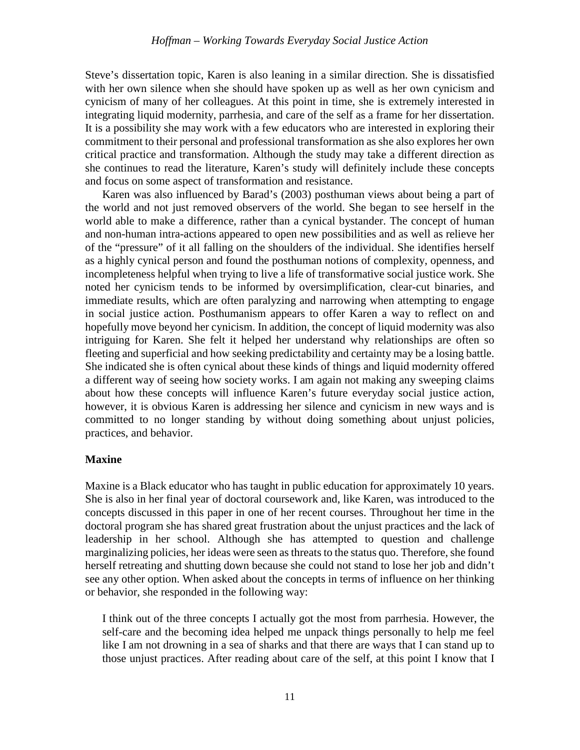Steve's dissertation topic, Karen is also leaning in a similar direction. She is dissatisfied with her own silence when she should have spoken up as well as her own cynicism and cynicism of many of her colleagues. At this point in time, she is extremely interested in integrating liquid modernity, parrhesia, and care of the self as a frame for her dissertation. It is a possibility she may work with a few educators who are interested in exploring their commitment to their personal and professional transformation as she also explores her own critical practice and transformation. Although the study may take a different direction as she continues to read the literature, Karen's study will definitely include these concepts and focus on some aspect of transformation and resistance.

Karen was also influenced by Barad's (2003) posthuman views about being a part of the world and not just removed observers of the world. She began to see herself in the world able to make a difference, rather than a cynical bystander. The concept of human and non-human intra-actions appeared to open new possibilities and as well as relieve her of the "pressure" of it all falling on the shoulders of the individual. She identifies herself as a highly cynical person and found the posthuman notions of complexity, openness, and incompleteness helpful when trying to live a life of transformative social justice work. She noted her cynicism tends to be informed by oversimplification, clear-cut binaries, and immediate results, which are often paralyzing and narrowing when attempting to engage in social justice action. Posthumanism appears to offer Karen a way to reflect on and hopefully move beyond her cynicism. In addition, the concept of liquid modernity was also intriguing for Karen. She felt it helped her understand why relationships are often so fleeting and superficial and how seeking predictability and certainty may be a losing battle. She indicated she is often cynical about these kinds of things and liquid modernity offered a different way of seeing how society works. I am again not making any sweeping claims about how these concepts will influence Karen's future everyday social justice action, however, it is obvious Karen is addressing her silence and cynicism in new ways and is committed to no longer standing by without doing something about unjust policies, practices, and behavior.

**Maxine**

Maxine is a Black educator who has taught in public education for approximately 10 years. She is also in her final year of doctoral coursework and, like Karen, was introduced to the concepts discussed in this paper in one of her recent courses. Throughout her time in the doctoral program she has shared great frustration about the unjust practices and the lack of leadership in her school. Although she has attempted to question and challenge marginalizing policies, her ideas were seen as threats to the status quo. Therefore, she found herself retreating and shutting down because she could not stand to lose her job and didn't see any other option. When asked about the concepts in terms of influence on her thinking or behavior, she responded in the following way:

> I think out of the three concepts I actually got the most from parrhesia. However, the self-care and the becoming idea helped me unpack things personally to help me feel like I am not drowning in a sea of sharks and that there are ways that I can stand up to those unjust practices. After reading about care of the self, at this point I know that I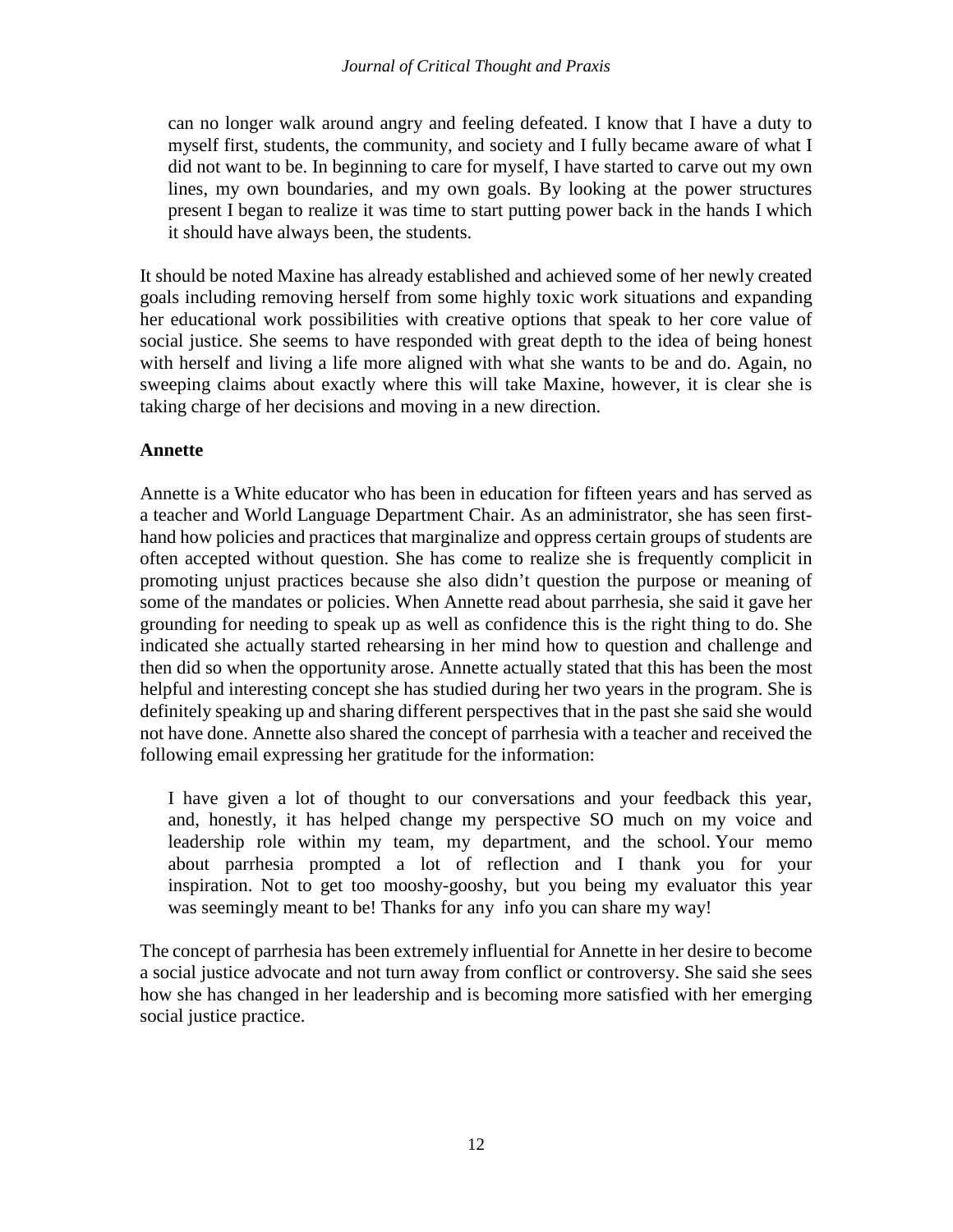> can no longer walk around angry and feeling defeated. I know that I have a duty to myself first, students, the community, and society and I fully became aware of what I did not want to be. In beginning to care for myself, I have started to carve out my own lines, my own boundaries, and my own goals. By looking at the power structures present I began to realize it was time to start putting power back in the hands I which it should have always been, the students.

It should be noted Maxine has already established and achieved some of her newly created goals including removing herself from some highly toxic work situations and expanding her educational work possibilities with creative options that speak to her core value of social justice. She seems to have responded with great depth to the idea of being honest with herself and living a life more aligned with what she wants to be and do. Again, no sweeping claims about exactly where this will take Maxine, however, it is clear she is taking charge of her decisions and moving in a new direction.

### Annette

Annette is a White educator who has been in education for fifteen years and has served as a teacher and World Language Department Chair. As an administrator, she has seen first-hand how policies and practices that marginalize and oppress certain groups of students are often accepted without question. She has come to realize she is frequently complicit in promoting unjust practices because she also didn't question the purpose or meaning of some of the mandates or policies. When Annette read about parrhesia, she said it gave her grounding for needing to speak up as well as confidence this is the right thing to do. She indicated she actually started rehearsing in her mind how to question and challenge and then did so when the opportunity arose. Annette actually stated that this has been the most helpful and interesting concept she has studied during her two years in the program. She is definitely speaking up and sharing different perspectives that in the past she said she would not have done. Annette also shared the concept of parrhesia with a teacher and received the following email expressing her gratitude for the information:

> I have given a lot of thought to our conversations and your feedback this year, and, honestly, it has helped change my perspective SO much on my voice and leadership role within my team, my department, and the school. Your memo about parrhesia prompted a lot of reflection and I thank you for your inspiration. Not to get too mooshy-gooshy, but you being my evaluator this year was seemingly meant to be! Thanks for any info you can share my way!

The concept of parrhesia has been extremely influential for Annette in her desire to become a social justice advocate and not turn away from conflict or controversy. She said she sees how she has changed in her leadership and is becoming more satisfied with her emerging social justice practice.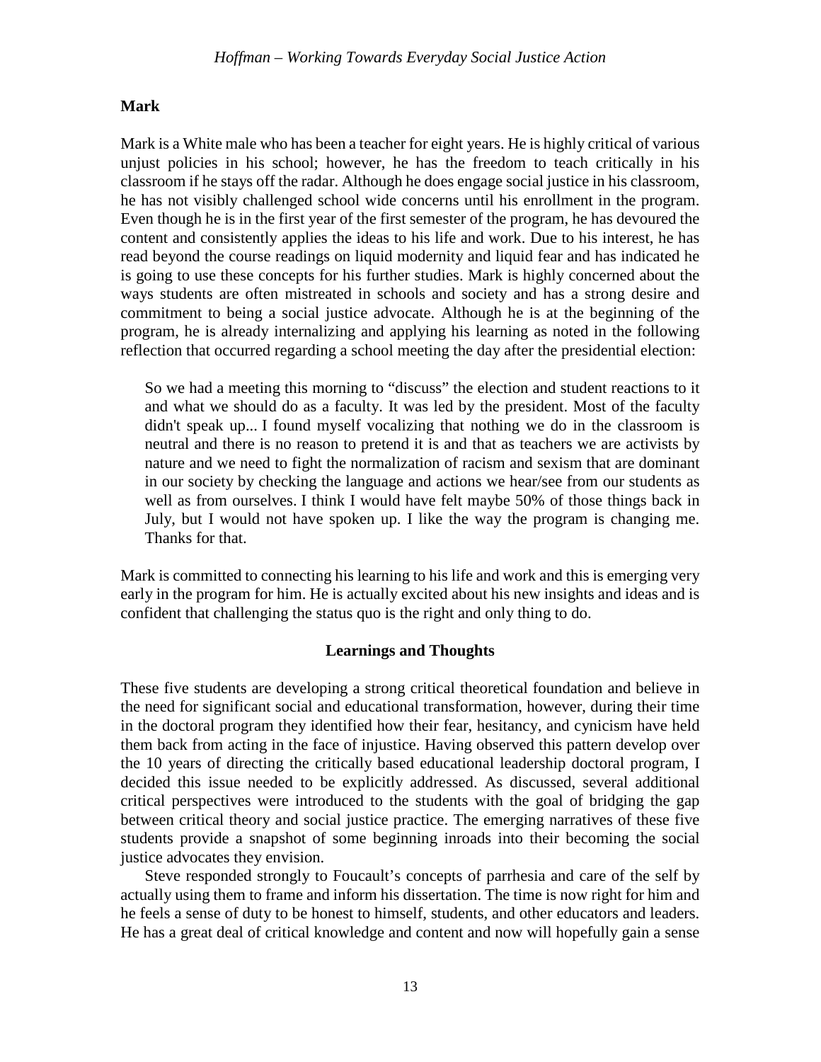**Mark**

Mark is a White male who has been a teacher for eight years. He is highly critical of various unjust policies in his school; however, he has the freedom to teach critically in his classroom if he stays off the radar. Although he does engage social justice in his classroom, he has not visibly challenged school wide concerns until his enrollment in the program. Even though he is in the first year of the first semester of the program, he has devoured the content and consistently applies the ideas to his life and work. Due to his interest, he has read beyond the course readings on liquid modernity and liquid fear and has indicated he is going to use these concepts for his further studies. Mark is highly concerned about the ways students are often mistreated in schools and society and has a strong desire and commitment to being a social justice advocate. Although he is at the beginning of the program, he is already internalizing and applying his learning as noted in the following reflection that occurred regarding a school meeting the day after the presidential election:

> So we had a meeting this morning to "discuss" the election and student reactions to it and what we should do as a faculty. It was led by the president. Most of the faculty didn't speak up... I found myself vocalizing that nothing we do in the classroom is neutral and there is no reason to pretend it is and that as teachers we are activists by nature and we need to fight the normalization of racism and sexism that are dominant in our society by checking the language and actions we hear/see from our students as well as from ourselves. I think I would have felt maybe 50% of those things back in July, but I would not have spoken up. I like the way the program is changing me. Thanks for that.

Mark is committed to connecting his learning to his life and work and this is emerging very early in the program for him. He is actually excited about his new insights and ideas and is confident that challenging the status quo is the right and only thing to do.

## Learnings and Thoughts

These five students are developing a strong critical theoretical foundation and believe in the need for significant social and educational transformation, however, during their time in the doctoral program they identified how their fear, hesitancy, and cynicism have held them back from acting in the face of injustice. Having observed this pattern develop over the 10 years of directing the critically based educational leadership doctoral program, I decided this issue needed to be explicitly addressed. As discussed, several additional critical perspectives were introduced to the students with the goal of bridging the gap between critical theory and social justice practice. The emerging narratives of these five students provide a snapshot of some beginning inroads into their becoming the social justice advocates they envision.

Steve responded strongly to Foucault's concepts of parrhesia and care of the self by actually using them to frame and inform his dissertation. The time is now right for him and he feels a sense of duty to be honest to himself, students, and other educators and leaders. He has a great deal of critical knowledge and content and now will hopefully gain a sense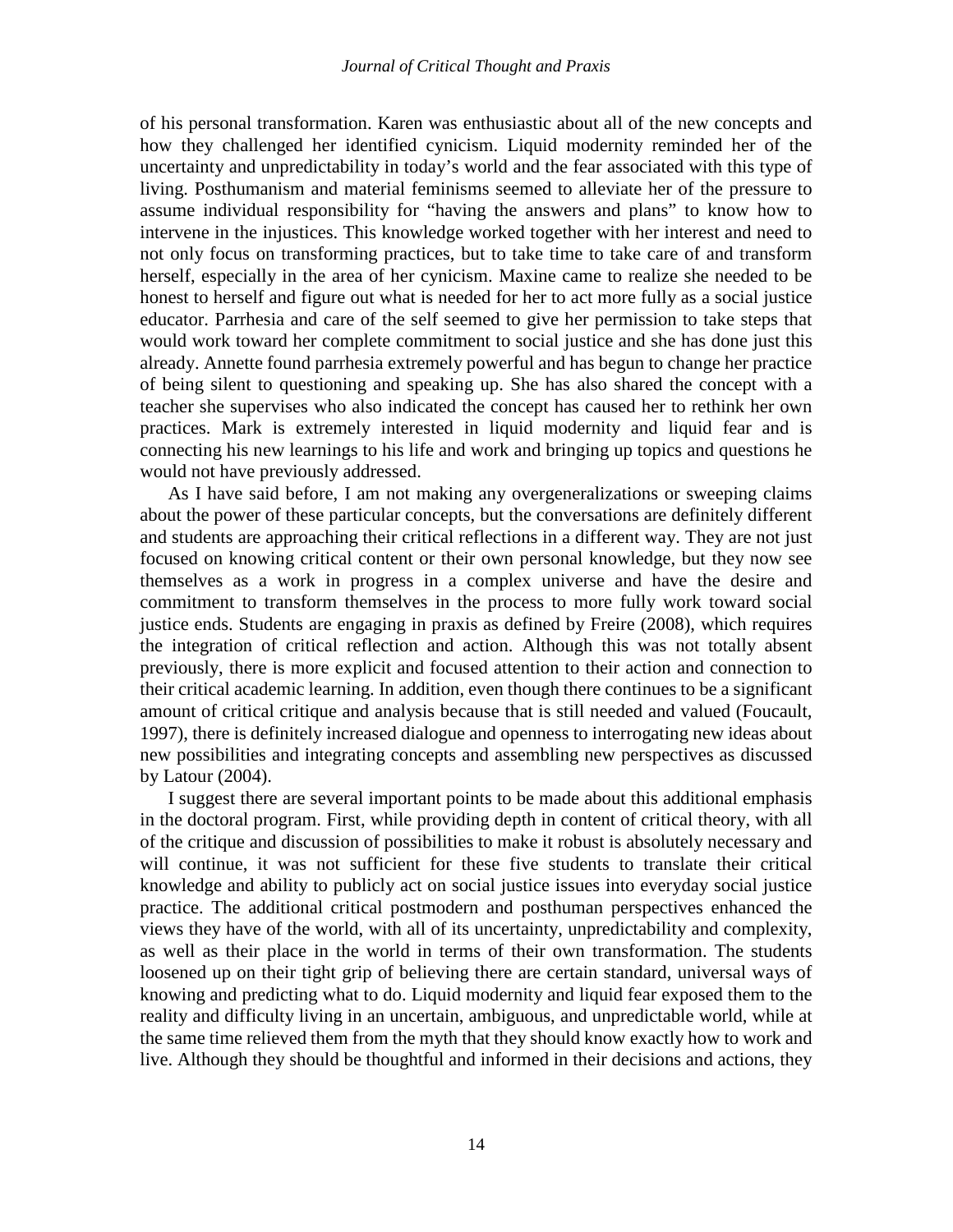of his personal transformation. Karen was enthusiastic about all of the new concepts and how they challenged her identified cynicism. Liquid modernity reminded her of the uncertainty and unpredictability in today's world and the fear associated with this type of living. Posthumanism and material feminisms seemed to alleviate her of the pressure to assume individual responsibility for "having the answers and plans" to know how to intervene in the injustices. This knowledge worked together with her interest and need to not only focus on transforming practices, but to take time to take care of and transform herself, especially in the area of her cynicism. Maxine came to realize she needed to be honest to herself and figure out what is needed for her to act more fully as a social justice educator. Parrhesia and care of the self seemed to give her permission to take steps that would work toward her complete commitment to social justice and she has done just this already. Annette found parrhesia extremely powerful and has begun to change her practice of being silent to questioning and speaking up. She has also shared the concept with a teacher she supervises who also indicated the concept has caused her to rethink her own practices. Mark is extremely interested in liquid modernity and liquid fear and is connecting his new learnings to his life and work and bringing up topics and questions he would not have previously addressed.

As I have said before, I am not making any overgeneralizations or sweeping claims about the power of these particular concepts, but the conversations are definitely different and students are approaching their critical reflections in a different way. They are not just focused on knowing critical content or their own personal knowledge, but they now see themselves as a work in progress in a complex universe and have the desire and commitment to transform themselves in the process to more fully work toward social justice ends. Students are engaging in praxis as defined by Freire (2008), which requires the integration of critical reflection and action. Although this was not totally absent previously, there is more explicit and focused attention to their action and connection to their critical academic learning. In addition, even though there continues to be a significant amount of critical critique and analysis because that is still needed and valued (Foucault, 1997), there is definitely increased dialogue and openness to interrogating new ideas about new possibilities and integrating concepts and assembling new perspectives as discussed by Latour (2004).

I suggest there are several important points to be made about this additional emphasis in the doctoral program. First, while providing depth in content of critical theory, with all of the critique and discussion of possibilities to make it robust is absolutely necessary and will continue, it was not sufficient for these five students to translate their critical knowledge and ability to publicly act on social justice issues into everyday social justice practice. The additional critical postmodern and posthuman perspectives enhanced the views they have of the world, with all of its uncertainty, unpredictability and complexity, as well as their place in the world in terms of their own transformation. The students loosened up on their tight grip of believing there are certain standard, universal ways of knowing and predicting what to do. Liquid modernity and liquid fear exposed them to the reality and difficulty living in an uncertain, ambiguous, and unpredictable world, while at the same time relieved them from the myth that they should know exactly how to work and live. Although they should be thoughtful and informed in their decisions and actions, they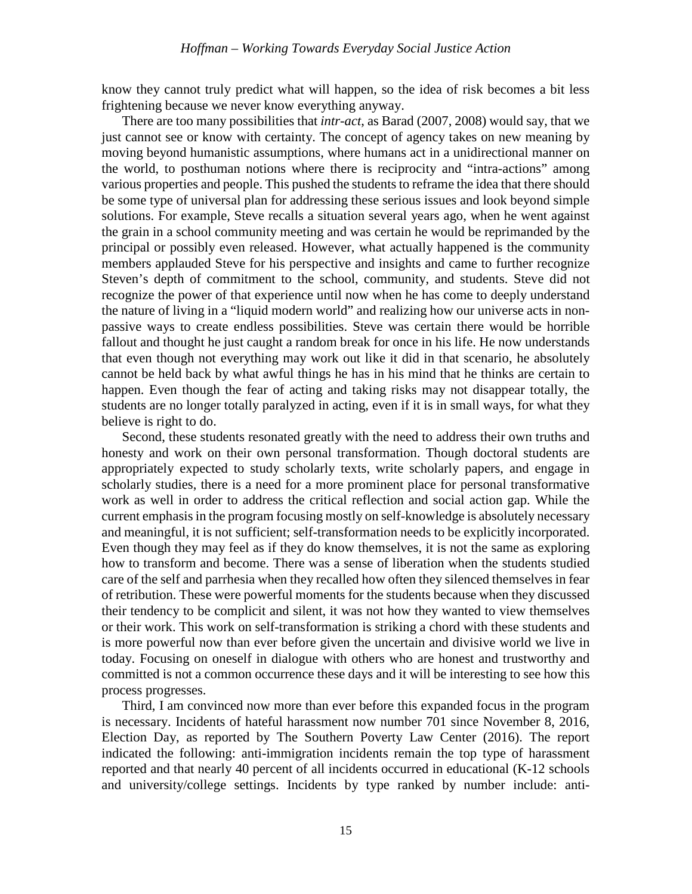know they cannot truly predict what will happen, so the idea of risk becomes a bit less frightening because we never know everything anyway.

There are too many possibilities that *intr-act*, as Barad (2007, 2008) would say, that we just cannot see or know with certainty. The concept of agency takes on new meaning by moving beyond humanistic assumptions, where humans act in a unidirectional manner on the world, to posthuman notions where there is reciprocity and "intra-actions" among various properties and people. This pushed the students to reframe the idea that there should be some type of universal plan for addressing these serious issues and look beyond simple solutions. For example, Steve recalls a situation several years ago, when he went against the grain in a school community meeting and was certain he would be reprimanded by the principal or possibly even released. However, what actually happened is the community members applauded Steve for his perspective and insights and came to further recognize Steven's depth of commitment to the school, community, and students. Steve did not recognize the power of that experience until now when he has come to deeply understand the nature of living in a "liquid modern world" and realizing how our universe acts in non-passive ways to create endless possibilities. Steve was certain there would be horrible fallout and thought he just caught a random break for once in his life. He now understands that even though not everything may work out like it did in that scenario, he absolutely cannot be held back by what awful things he has in his mind that he thinks are certain to happen. Even though the fear of acting and taking risks may not disappear totally, the students are no longer totally paralyzed in acting, even if it is in small ways, for what they believe is right to do.

Second, these students resonated greatly with the need to address their own truths and honesty and work on their own personal transformation. Though doctoral students are appropriately expected to study scholarly texts, write scholarly papers, and engage in scholarly studies, there is a need for a more prominent place for personal transformative work as well in order to address the critical reflection and social action gap. While the current emphasis in the program focusing mostly on self-knowledge is absolutely necessary and meaningful, it is not sufficient; self-transformation needs to be explicitly incorporated. Even though they may feel as if they do know themselves, it is not the same as exploring how to transform and become. There was a sense of liberation when the students studied care of the self and parrhesia when they recalled how often they silenced themselves in fear of retribution. These were powerful moments for the students because when they discussed their tendency to be complicit and silent, it was not how they wanted to view themselves or their work. This work on self-transformation is striking a chord with these students and is more powerful now than ever before given the uncertain and divisive world we live in today. Focusing on oneself in dialogue with others who are honest and trustworthy and committed is not a common occurrence these days and it will be interesting to see how this process progresses.

Third, I am convinced now more than ever before this expanded focus in the program is necessary. Incidents of hateful harassment now number 701 since November 8, 2016, Election Day, as reported by The Southern Poverty Law Center (2016). The report indicated the following: anti-immigration incidents remain the top type of harassment reported and that nearly 40 percent of all incidents occurred in educational (K-12 schools and university/college settings. Incidents by type ranked by number include: anti-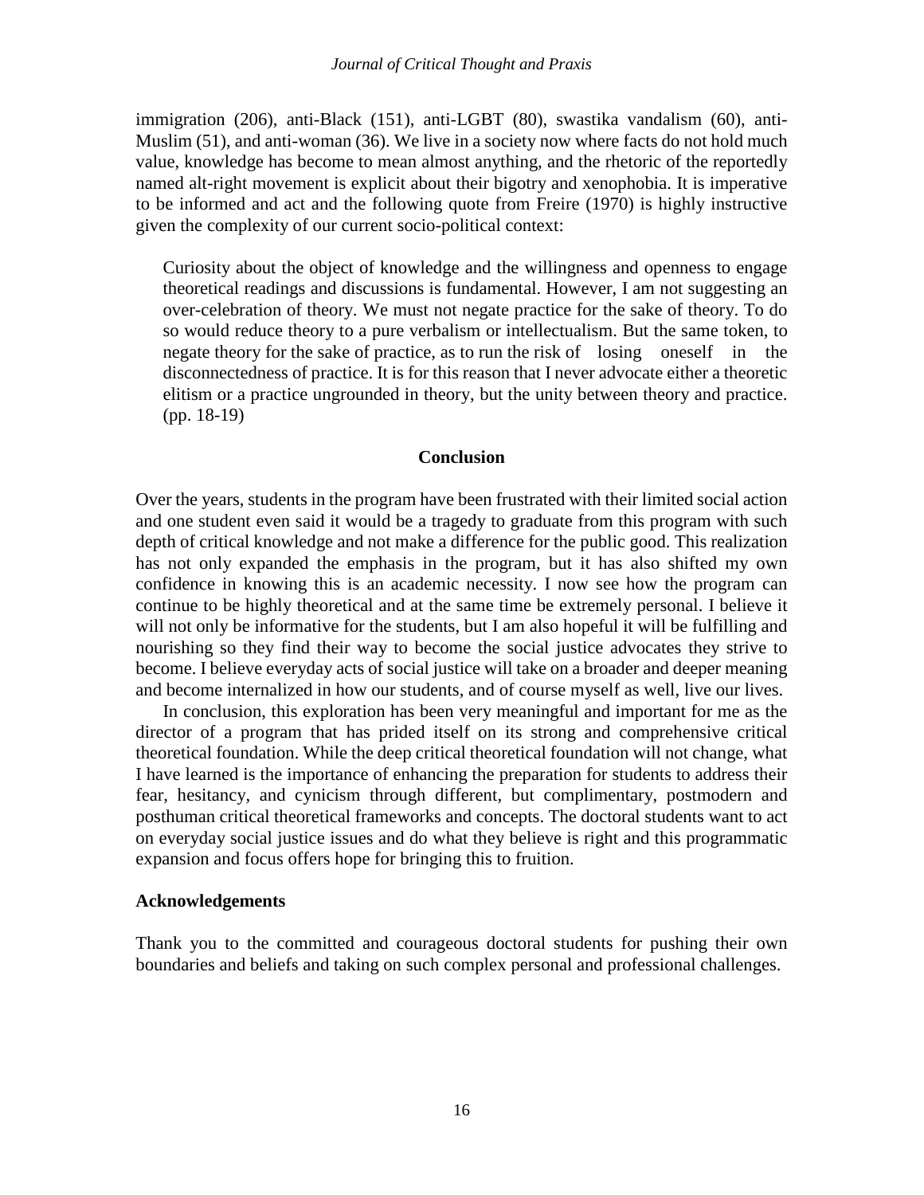immigration (206), anti-Black (151), anti-LGBT (80), swastika vandalism (60), anti-Muslim (51), and anti-woman (36). We live in a society now where facts do not hold much value, knowledge has become to mean almost anything, and the rhetoric of the reportedly named alt-right movement is explicit about their bigotry and xenophobia. It is imperative to be informed and act and the following quote from Freire (1970) is highly instructive given the complexity of our current socio-political context:

> Curiosity about the object of knowledge and the willingness and openness to engage theoretical readings and discussions is fundamental. However, I am not suggesting an over-celebration of theory. We must not negate practice for the sake of theory. To do so would reduce theory to a pure verbalism or intellectualism. But the same token, to negate theory for the sake of practice, as to run the risk of losing oneself in the disconnectedness of practice. It is for this reason that I never advocate either a theoretic elitism or a practice ungrounded in theory, but the unity between theory and practice. (pp. 18-19)

## Conclusion

Over the years, students in the program have been frustrated with their limited social action and one student even said it would be a tragedy to graduate from this program with such depth of critical knowledge and not make a difference for the public good. This realization has not only expanded the emphasis in the program, but it has also shifted my own confidence in knowing this is an academic necessity. I now see how the program can continue to be highly theoretical and at the same time be extremely personal. I believe it will not only be informative for the students, but I am also hopeful it will be fulfilling and nourishing so they find their way to become the social justice advocates they strive to become. I believe everyday acts of social justice will take on a broader and deeper meaning and become internalized in how our students, and of course myself as well, live our lives.

In conclusion, this exploration has been very meaningful and important for me as the director of a program that has prided itself on its strong and comprehensive critical theoretical foundation. While the deep critical theoretical foundation will not change, what I have learned is the importance of enhancing the preparation for students to address their fear, hesitancy, and cynicism through different, but complimentary, postmodern and posthuman critical theoretical frameworks and concepts. The doctoral students want to act on everyday social justice issues and do what they believe is right and this programmatic expansion and focus offers hope for bringing this to fruition.

### Acknowledgements

Thank you to the committed and courageous doctoral students for pushing their own boundaries and beliefs and taking on such complex personal and professional challenges.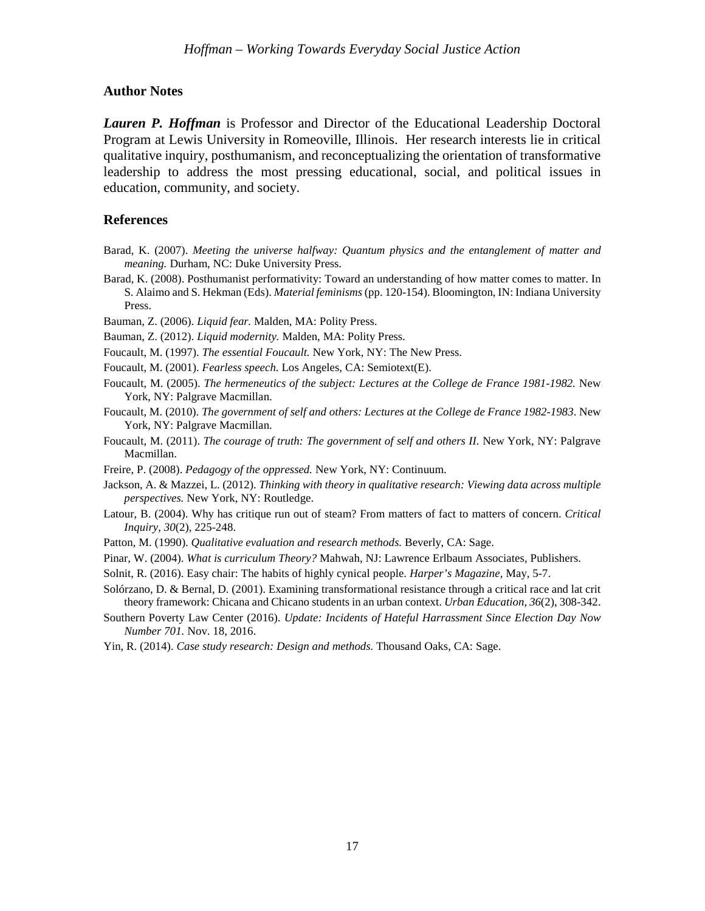## Author Notes

***Lauren P. Hoffman*** is Professor and Director of the Educational Leadership Doctoral Program at Lewis University in Romeoville, Illinois. Her research interests lie in critical qualitative inquiry, posthumanism, and reconceptualizing the orientation of transformative leadership to address the most pressing educational, social, and political issues in education, community, and society.

## References

Barad, K. (2007). *Meeting the universe halfway: Quantum physics and the entanglement of matter and meaning.* Durham, NC: Duke University Press.

Barad, K. (2008). Posthumanist performativity: Toward an understanding of how matter comes to matter. In S. Alaimo and S. Hekman (Eds). *Material feminisms* (pp. 120-154). Bloomington, IN: Indiana University Press.

Bauman, Z. (2006). *Liquid fear.* Malden, MA: Polity Press.

Bauman, Z. (2012). *Liquid modernity.* Malden, MA: Polity Press.

Foucault, M. (1997). *The essential Foucault.* New York, NY: The New Press.

Foucault, M. (2001). *Fearless speech.* Los Angeles, CA: Semiotext(E).

Foucault, M. (2005). *The hermeneutics of the subject: Lectures at the College de France 1981-1982.* New York, NY: Palgrave Macmillan.

Foucault, M. (2010). *The government of self and others: Lectures at the College de France 1982-1983*. New York, NY: Palgrave Macmillan.

Foucault, M. (2011). *The courage of truth: The government of self and others II.* New York, NY: Palgrave Macmillan.

Freire, P. (2008). *Pedagogy of the oppressed.* New York, NY: Continuum.

Jackson, A. & Mazzei, L. (2012). *Thinking with theory in qualitative research: Viewing data across multiple perspectives.* New York, NY: Routledge.

Latour, B. (2004). Why has critique run out of steam? From matters of fact to matters of concern. *Critical Inquiry*, *30*(2), 225-248.

Patton, M. (1990). *Qualitative evaluation and research methods.* Beverly, CA: Sage.

Pinar, W. (2004). *What is curriculum Theory?* Mahwah, NJ: Lawrence Erlbaum Associates, Publishers.

Solnit, R. (2016). Easy chair: The habits of highly cynical people. *Harper's Magazine*, May, 5-7.

Solórzano, D. & Bernal, D. (2001). Examining transformational resistance through a critical race and lat crit theory framework: Chicana and Chicano students in an urban context. *Urban Education*, *36*(2), 308-342.

Southern Poverty Law Center (2016). *Update: Incidents of Hateful Harrassment Since Election Day Now Number 701.* Nov. 18, 2016.

Yin, R. (2014). *Case study research: Design and methods.* Thousand Oaks, CA: Sage.